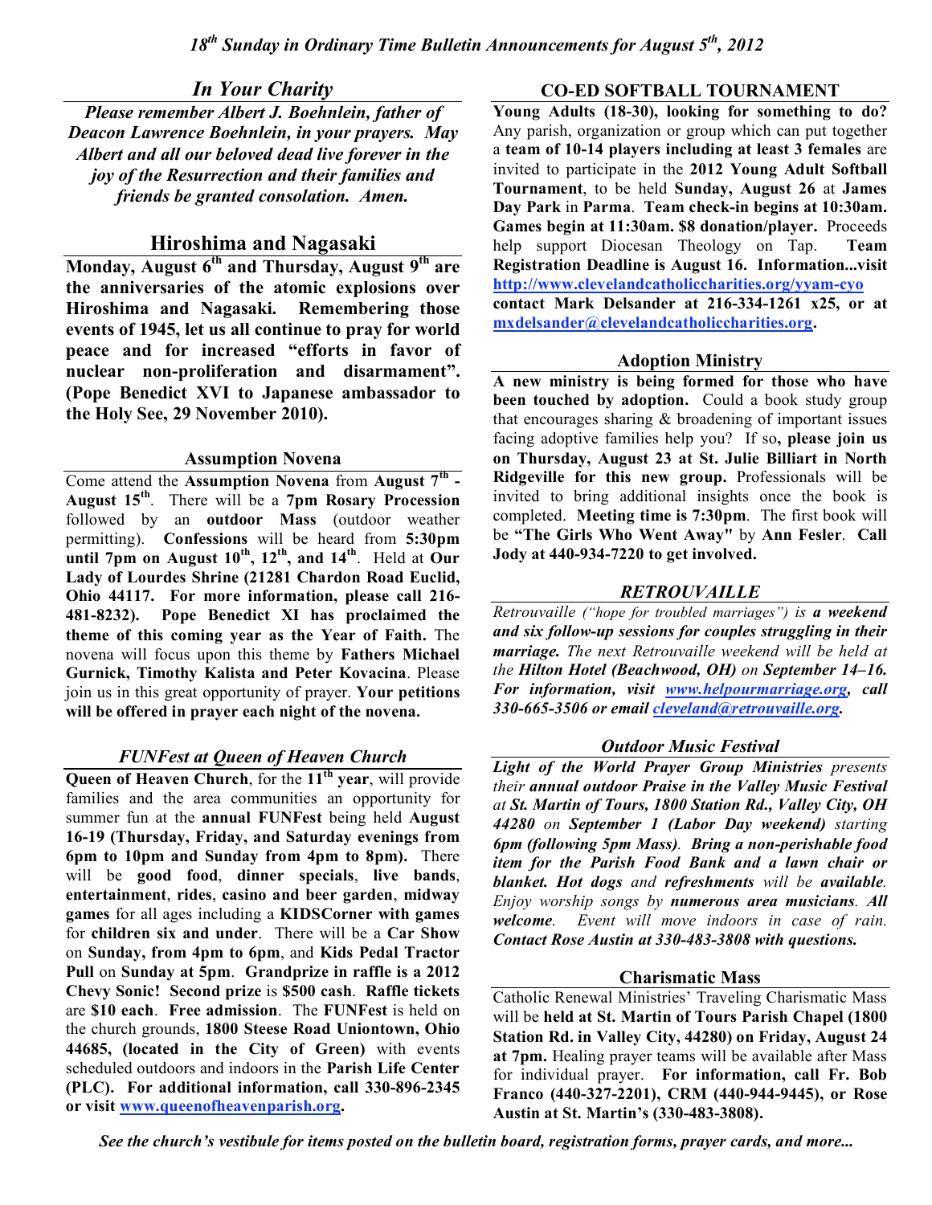# *18th Sunday in Ordinary Time Bulletin Announcements for August 5th, 2012*

## *In Your Charity*

***Please remember Albert J. Boehnlein, father of Deacon Lawrence Boehnlein, in your prayers. May Albert and all our beloved dead live forever in the joy of the Resurrection and their families and friends be granted consolation. Amen.***

## Hiroshima and Nagasaki

**Monday, August 6th and Thursday, August 9th are the anniversaries of the atomic explosions over Hiroshima and Nagasaki. Remembering those events of 1945, let us all continue to pray for world peace and for increased "efforts in favor of nuclear non-proliferation and disarmament". (Pope Benedict XVI to Japanese ambassador to the Holy See, 29 November 2010).**

### Assumption Novena

Come attend the **Assumption Novena** from **August 7th - August 15th**. There will be a **7pm Rosary Procession** followed by an **outdoor Mass** (outdoor weather permitting). **Confessions** will be heard from **5:30pm until 7pm on August 10th, 12th, and 14th**. Held at **Our Lady of Lourdes Shrine (21281 Chardon Road Euclid, Ohio 44117. For more information, please call 216-481-8232). Pope Benedict XI has proclaimed the theme of this coming year as the Year of Faith.** The novena will focus upon this theme by **Fathers Michael Gurnick, Timothy Kalista and Peter Kovacina**. Please join us in this great opportunity of prayer. **Your petitions will be offered in prayer each night of the novena.**

### *FUNFest at Queen of Heaven Church*

**Queen of Heaven Church**, for the **11th year**, will provide families and the area communities an opportunity for summer fun at the **annual FUNFest** being held **August 16-19 (Thursday, Friday, and Saturday evenings from 6pm to 10pm and Sunday from 4pm to 8pm).** There will be **good food**, **dinner specials**, **live bands**, **entertainment**, **rides**, **casino and beer garden**, **midway games** for all ages including a **KIDSCorner with games** for **children six and under**. There will be a **Car Show** on **Sunday, from 4pm to 6pm**, and **Kids Pedal Tractor Pull** on **Sunday at 5pm**. **Grandprize in raffle is a 2012 Chevy Sonic! Second prize** is **$500 cash**. **Raffle tickets** are **$10 each**. **Free admission**. The **FUNFest** is held on the church grounds, **1800 Steese Road Uniontown, Ohio 44685, (located in the City of Green)** with events scheduled outdoors and indoors in the **Parish Life Center (PLC). For additional information, call 330-896-2345 or visit [www.queenofheavenparish.org](http://www.queenofheavenparish.org).**

### CO-ED SOFTBALL TOURNAMENT

**Young Adults (18-30), looking for something to do?** Any parish, organization or group which can put together a **team of 10-14 players including at least 3 females** are invited to participate in the **2012 Young Adult Softball Tournament**, to be held **Sunday, August 26** at **James Day Park** in **Parma**. **Team check-in begins at 10:30am. Games begin at 11:30am. $8 donation/player.** Proceeds help support Diocesan Theology on Tap. **Team Registration Deadline is August 16. Information...visit [http://www.clevelandcatholiccharities.org/yyam-cyo](http://www.clevelandcatholiccharities.org/yyam-cyo) contact Mark Delsander at 216-334-1261 x25, or at [mxdelsander@clevelandcatholiccharities.org](mailto:mxdelsander@clevelandcatholiccharities.org).**

### Adoption Ministry

**A new ministry is being formed for those who have been touched by adoption.** Could a book study group that encourages sharing & broadening of important issues facing adoptive families help you? If so**, please join us on Thursday, August 23 at St. Julie Billiart in North Ridgeville for this new group.** Professionals will be invited to bring additional insights once the book is completed. **Meeting time is 7:30pm**. The first book will be **"The Girls Who Went Away"** by **Ann Fesler**. **Call Jody at 440-934-7220 to get involved.**

### *RETROUVAILLE*

*Retrouvaille ("hope for troubled marriages") is **a weekend and six follow-up sessions for couples struggling in their marriage.** The next Retrouvaille weekend will be held at the **Hilton Hotel (Beachwood, OH)** on **September 14–16. For information, visit [www.helpourmarriage.org](http://www.helpourmarriage.org), call 330-665-3506 or email [cleveland@retrouvaille.org](mailto:cleveland@retrouvaille.org).***

### *Outdoor Music Festival*

***Light of the World Prayer Group Ministries** presents their **annual outdoor Praise in the Valley Music Festival** at **St. Martin of Tours, 1800 Station Rd., Valley City, OH 44280** on **September 1 (Labor Day weekend)** starting **6pm (following 5pm Mass)**. **Bring a non-perishable food item for the Parish Food Bank and a lawn chair or blanket. Hot dogs** and **refreshments** will be **available**. Enjoy worship songs by **numerous area musicians**. **All welcome**. Event will move indoors in case of rain. **Contact Rose Austin at 330-483-3808 with questions.***

### Charismatic Mass

Catholic Renewal Ministries' Traveling Charismatic Mass will be **held at St. Martin of Tours Parish Chapel (1800 Station Rd. in Valley City, 44280) on Friday, August 24 at 7pm.** Healing prayer teams will be available after Mass for individual prayer. **For information, call Fr. Bob Franco (440-327-2201), CRM (440-944-9445), or Rose Austin at St. Martin's (330-483-3808).**

***See the church's vestibule for items posted on the bulletin board, registration forms, prayer cards, and more...***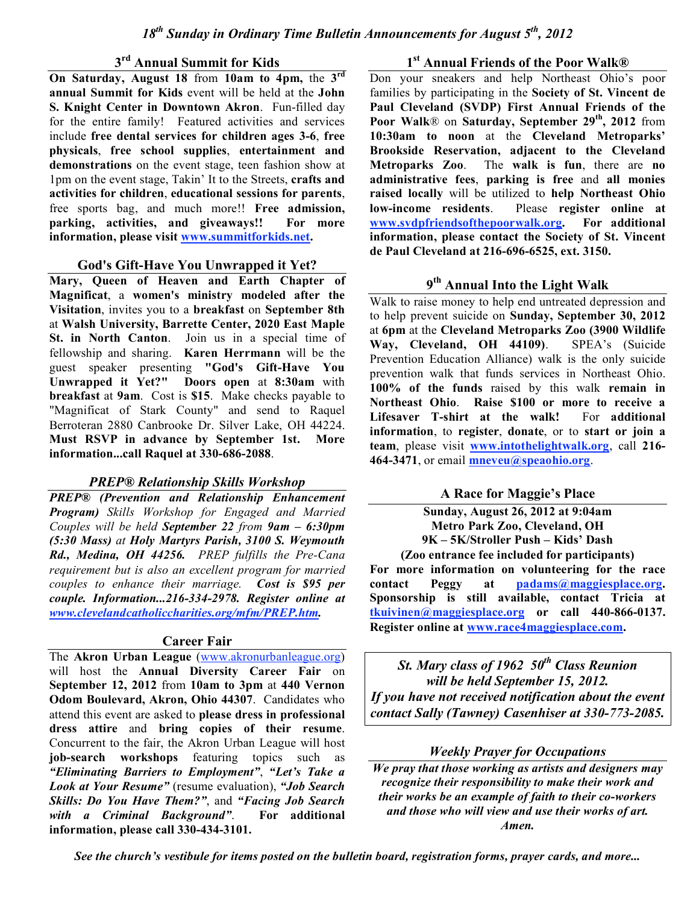# 18th Sunday in Ordinary Time Bulletin Announcements for August 5th, 2012

## 3rd Annual Summit for Kids

**On Saturday, August 18** from **10am to 4pm,** the **3rd annual Summit for Kids** event will be held at the **John S. Knight Center in Downtown Akron**. Fun-filled day for the entire family! Featured activities and services include **free dental services for children ages 3-6**, **free physicals**, **free school supplies**, **entertainment and demonstrations** on the event stage, teen fashion show at 1pm on the event stage, Takin' It to the Streets, **crafts and activities for children**, **educational sessions for parents**, free sports bag, and much more!! **Free admission, parking, activities, and giveaways!! For more information, please visit www.summitforkids.net.**

## God's Gift-Have You Unwrapped it Yet?

**Mary, Queen of Heaven and Earth Chapter of Magnificat**, a **women's ministry modeled after the Visitation**, invites you to a **breakfast** on **September 8th** at **Walsh University, Barrette Center, 2020 East Maple St. in North Canton**. Join us in a special time of fellowship and sharing. **Karen Herrmann** will be the guest speaker presenting **"God's Gift-Have You Unwrapped it Yet?"** **Doors open** at **8:30am** with **breakfast** at **9am**. Cost is **$15**. Make checks payable to "Magnificat of Stark County" and send to Raquel Berroteran 2880 Canbrooke Dr. Silver Lake, OH 44224. **Must RSVP in advance by September 1st. More information...call Raquel at 330-686-2088**.

## *PREP® Relationship Skills Workshop*

***PREP® (Prevention and Relationship Enhancement Program)*** *Skills Workshop for Engaged and Married Couples will be held* ***September 22*** *from* ***9am – 6:30pm (5:30 Mass)*** *at* ***Holy Martyrs Parish, 3100 S. Weymouth Rd., Medina, OH 44256.*** *PREP fulfills the Pre-Cana requirement but is also an excellent program for married couples to enhance their marriage.* ***Cost is $95 per couple. Information...216-334-2978. Register online at www.clevelandcatholiccharities.org/mfm/PREP.htm.***

## Career Fair

The **Akron Urban League** (www.akronurbanleague.org) will host the **Annual Diversity Career Fair** on **September 12, 2012** from **10am to 3pm** at **440 Vernon Odom Boulevard, Akron, Ohio 44307**. Candidates who attend this event are asked to **please dress in professional dress attire** and **bring copies of their resume**. Concurrent to the fair, the Akron Urban League will host **job-search workshops** featuring topics such as ***"Eliminating Barriers to Employment"***, ***"Let's Take a Look at Your Resume"*** (resume evaluation), ***"Job Search Skills: Do You Have Them?"***, and ***"Facing Job Search with a Criminal Background"***. **For additional information, please call 330-434-3101.**

## 1st Annual Friends of the Poor Walk®

Don your sneakers and help Northeast Ohio's poor families by participating in the **Society of St. Vincent de Paul Cleveland (SVDP) First Annual Friends of the Poor Walk®** on **Saturday, September 29th, 2012** from **10:30am to noon** at the **Cleveland Metroparks' Brookside Reservation, adjacent to the Cleveland Metroparks Zoo**. The **walk is fun**, there are **no administrative fees**, **parking is free** and **all monies raised locally** will be utilized to **help Northeast Ohio low-income residents**. Please **register online at www.svdpfriendsofthepoorwalk.org. For additional information, please contact the Society of St. Vincent de Paul Cleveland at 216-696-6525, ext. 3150.**

## 9th Annual Into the Light Walk

Walk to raise money to help end untreated depression and to help prevent suicide on **Sunday, September 30, 2012** at **6pm** at the **Cleveland Metroparks Zoo (3900 Wildlife Way, Cleveland, OH 44109)**. SPEA's (Suicide Prevention Education Alliance) walk is the only suicide prevention walk that funds services in Northeast Ohio. **100% of the funds** raised by this walk **remain in Northeast Ohio**. **Raise $100 or more to receive a Lifesaver T-shirt at the walk!** For **additional information**, to **register**, **donate**, or to **start or join a team**, please visit **www.intothelightwalk.org**, call **216-464-3471**, or email **mneveu@speaohio.org**.

## A Race for Maggie's Place

**Sunday, August 26, 2012 at 9:04am**
**Metro Park Zoo, Cleveland, OH**
**9K – 5K/Stroller Push – Kids' Dash**
**(Zoo entrance fee included for participants)**

**For more information on volunteering for the race contact Peggy at padams@maggiesplace.org. Sponsorship is still available, contact Tricia at tkuivinen@maggiesplace.org or call 440-866-0137. Register online at www.race4maggiesplace.com.**

***St. Mary class of 1962 50th Class Reunion will be held September 15, 2012. If you have not received notification about the event contact Sally (Tawney) Casenhiser at 330-773-2085.***

## *Weekly Prayer for Occupations*

***We pray that those working as artists and designers may recognize their responsibility to make their work and their works be an example of faith to their co-workers and those who will view and use their works of art. Amen.***

***See the church's vestibule for items posted on the bulletin board, registration forms, prayer cards, and more...***